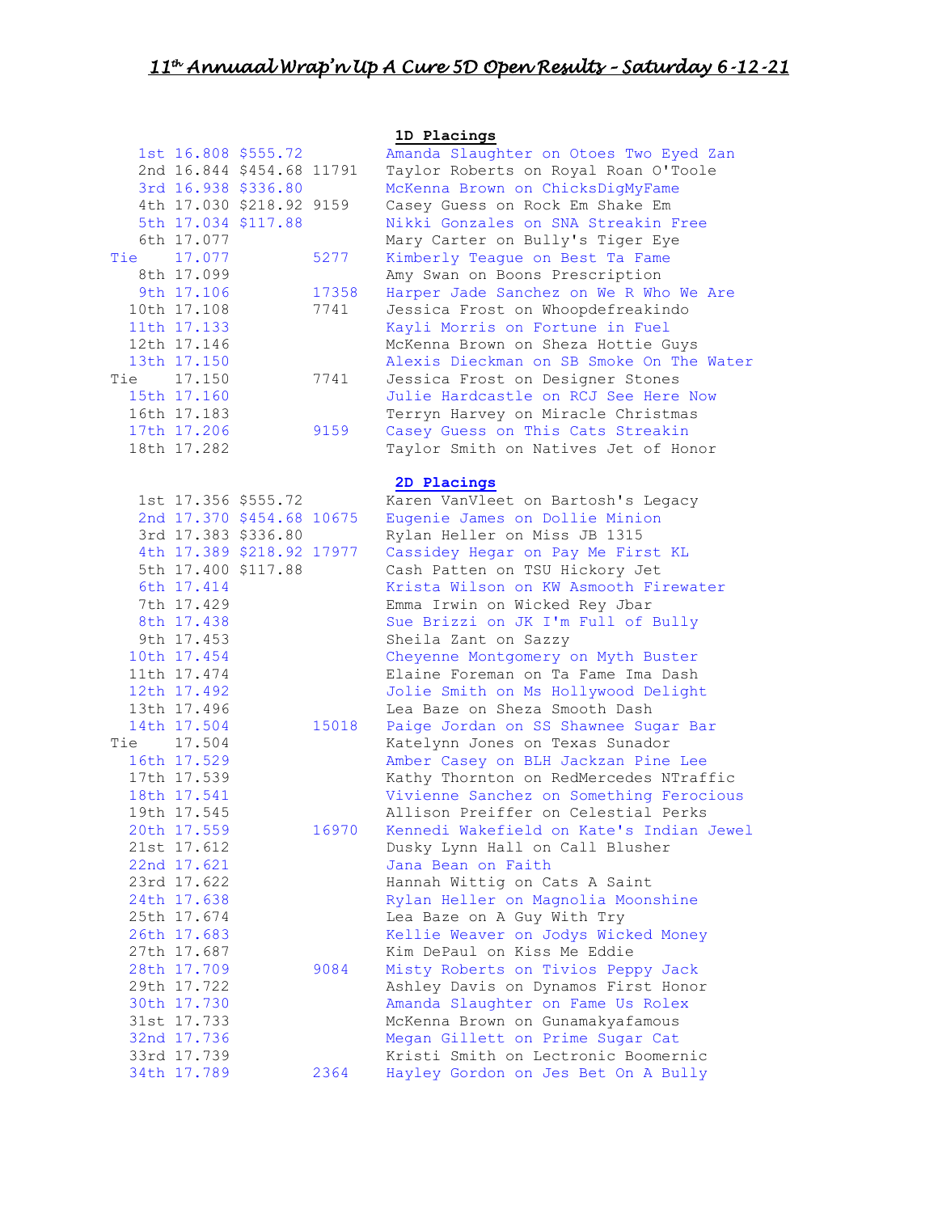# 11th Annual Wrap'n Up A Cure 5D Open Results – Saturday 6-12-21

## 1D Placings

| Place | Time | Payout | Number | Rider / Horse |
|---|---|---|---|---|
| 1st | 16.808 | $555.72 | | Amanda Slaughter on Otoes Two Eyed Zan |
| 2nd | 16.844 | $454.68 | 11791 | Taylor Roberts on Royal Roan O'Toole |
| 3rd | 16.938 | $336.80 | | McKenna Brown on ChicksDigMyFame |
| 4th | 17.030 | $218.92 | 9159 | Casey Guess on Rock Em Shake Em |
| 5th | 17.034 | $117.88 | | Nikki Gonzales on SNA Streakin Free |
| 6th | 17.077 | | | Mary Carter on Bully's Tiger Eye |
| Tie | 17.077 | | 5277 | Kimberly Teague on Best Ta Fame |
| 8th | 17.099 | | | Amy Swan on Boons Prescription |
| 9th | 17.106 | | 17358 | Harper Jade Sanchez on We R Who We Are |
| 10th | 17.108 | | 7741 | Jessica Frost on Whoopdefreakindo |
| 11th | 17.133 | | | Kayli Morris on Fortune in Fuel |
| 12th | 17.146 | | | McKenna Brown on Sheza Hottie Guys |
| 13th | 17.150 | | | Alexis Dieckman on SB Smoke On The Water |
| Tie | 17.150 | | 7741 | Jessica Frost on Designer Stones |
| 15th | 17.160 | | | Julie Hardcastle on RCJ See Here Now |
| 16th | 17.183 | | | Terryn Harvey on Miracle Christmas |
| 17th | 17.206 | | 9159 | Casey Guess on This Cats Streakin |
| 18th | 17.282 | | | Taylor Smith on Natives Jet of Honor |

## 2D Placings

| Place | Time | Payout | Number | Rider / Horse |
|---|---|---|---|---|
| 1st | 17.356 | $555.72 | | Karen VanVleet on Bartosh's Legacy |
| 2nd | 17.370 | $454.68 | 10675 | Eugenie James on Dollie Minion |
| 3rd | 17.383 | $336.80 | | Rylan Heller on Miss JB 1315 |
| 4th | 17.389 | $218.92 | 17977 | Cassidey Hegar on Pay Me First KL |
| 5th | 17.400 | $117.88 | | Cash Patten on TSU Hickory Jet |
| 6th | 17.414 | | | Krista Wilson on KW Asmooth Firewater |
| 7th | 17.429 | | | Emma Irwin on Wicked Rey Jbar |
| 8th | 17.438 | | | Sue Brizzi on JK I'm Full of Bully |
| 9th | 17.453 | | | Sheila Zant on Sazzy |
| 10th | 17.454 | | | Cheyenne Montgomery on Myth Buster |
| 11th | 17.474 | | | Elaine Foreman on Ta Fame Ima Dash |
| 12th | 17.492 | | | Jolie Smith on Ms Hollywood Delight |
| 13th | 17.496 | | | Lea Baze on Sheza Smooth Dash |
| 14th | 17.504 | | 15018 | Paige Jordan on SS Shawnee Sugar Bar |
| Tie | 17.504 | | | Katelynn Jones on Texas Sunador |
| 16th | 17.529 | | | Amber Casey on BLH Jackzan Pine Lee |
| 17th | 17.539 | | | Kathy Thornton on RedMercedes NTraffic |
| 18th | 17.541 | | | Vivienne Sanchez on Something Ferocious |
| 19th | 17.545 | | | Allison Preiffer on Celestial Perks |
| 20th | 17.559 | | 16970 | Kennedi Wakefield on Kate's Indian Jewel |
| 21st | 17.612 | | | Dusky Lynn Hall on Call Blusher |
| 22nd | 17.621 | | | Jana Bean on Faith |
| 23rd | 17.622 | | | Hannah Wittig on Cats A Saint |
| 24th | 17.638 | | | Rylan Heller on Magnolia Moonshine |
| 25th | 17.674 | | | Lea Baze on A Guy With Try |
| 26th | 17.683 | | | Kellie Weaver on Jodys Wicked Money |
| 27th | 17.687 | | | Kim DePaul on Kiss Me Eddie |
| 28th | 17.709 | | 9084 | Misty Roberts on Tivios Peppy Jack |
| 29th | 17.722 | | | Ashley Davis on Dynamos First Honor |
| 30th | 17.730 | | | Amanda Slaughter on Fame Us Rolex |
| 31st | 17.733 | | | McKenna Brown on Gunamakyafamous |
| 32nd | 17.736 | | | Megan Gillett on Prime Sugar Cat |
| 33rd | 17.739 | | | Kristi Smith on Lectronic Boomernic |
| 34th | 17.789 | | 2364 | Hayley Gordon on Jes Bet On A Bully |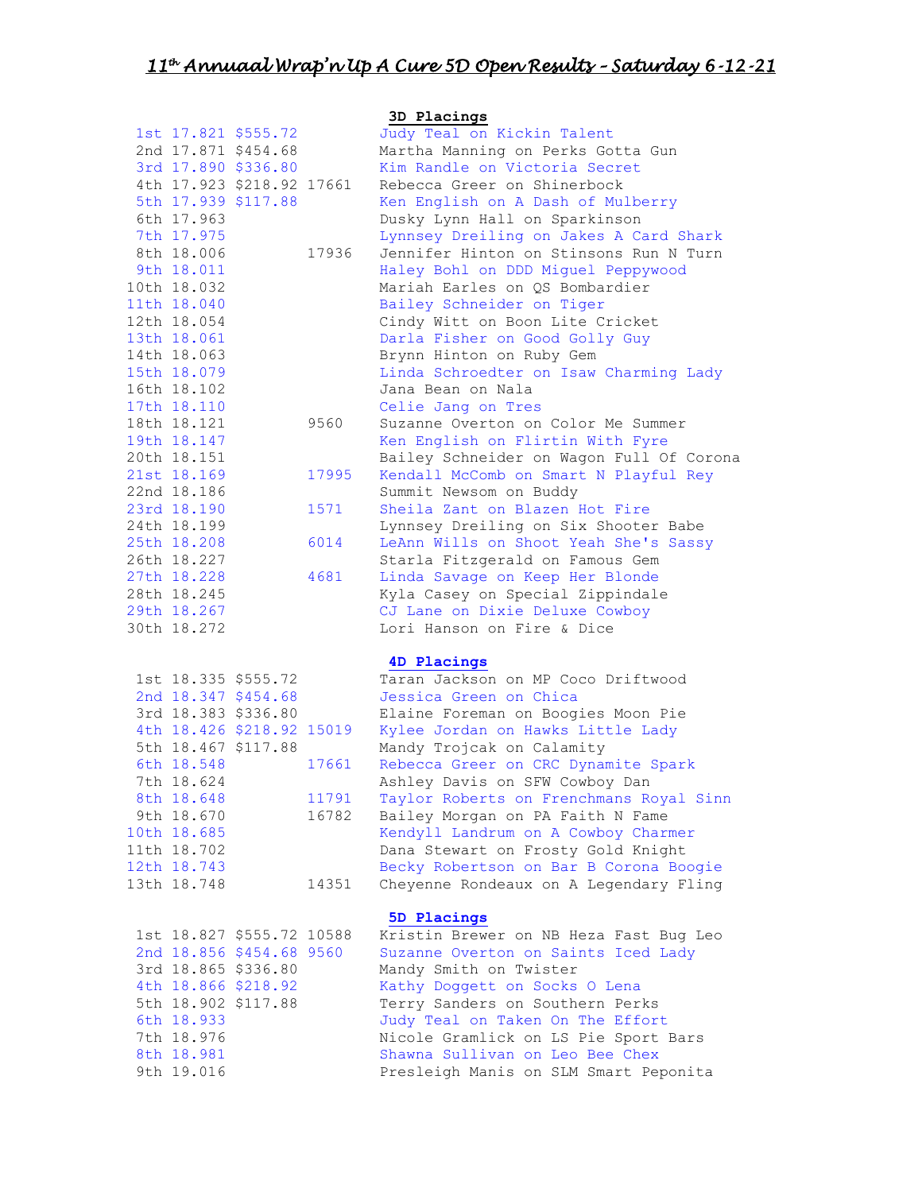# *11th Annual Wrap'n Up A Cure 5D Open Results – Saturday 6-12-21*

## 3D Placings

| Place | Time | Payout | No. | Rider / Horse |
|---|---|---|---|---|
| 1st | 17.821 | $555.72 | | Judy Teal on Kickin Talent |
| 2nd | 17.871 | $454.68 | | Martha Manning on Perks Gotta Gun |
| 3rd | 17.890 | $336.80 | | Kim Randle on Victoria Secret |
| 4th | 17.923 | $218.92 | 17661 | Rebecca Greer on Shinerbock |
| 5th | 17.939 | $117.88 | | Ken English on A Dash of Mulberry |
| 6th | 17.963 | | | Dusky Lynn Hall on Sparkinson |
| 7th | 17.975 | | | Lynnsey Dreiling on Jakes A Card Shark |
| 8th | 18.006 | | 17936 | Jennifer Hinton on Stinsons Run N Turn |
| 9th | 18.011 | | | Haley Bohl on DDD Miguel Peppywood |
| 10th | 18.032 | | | Mariah Earles on QS Bombardier |
| 11th | 18.040 | | | Bailey Schneider on Tiger |
| 12th | 18.054 | | | Cindy Witt on Boon Lite Cricket |
| 13th | 18.061 | | | Darla Fisher on Good Golly Guy |
| 14th | 18.063 | | | Brynn Hinton on Ruby Gem |
| 15th | 18.079 | | | Linda Schroedter on Isaw Charming Lady |
| 16th | 18.102 | | | Jana Bean on Nala |
| 17th | 18.110 | | | Celie Jang on Tres |
| 18th | 18.121 | | 9560 | Suzanne Overton on Color Me Summer |
| 19th | 18.147 | | | Ken English on Flirtin With Fyre |
| 20th | 18.151 | | | Bailey Schneider on Wagon Full Of Corona |
| 21st | 18.169 | | 17995 | Kendall McComb on Smart N Playful Rey |
| 22nd | 18.186 | | | Summit Newsom on Buddy |
| 23rd | 18.190 | | 1571 | Sheila Zant on Blazen Hot Fire |
| 24th | 18.199 | | | Lynnsey Dreiling on Six Shooter Babe |
| 25th | 18.208 | | 6014 | LeAnn Wills on Shoot Yeah She's Sassy |
| 26th | 18.227 | | | Starla Fitzgerald on Famous Gem |
| 27th | 18.228 | | 4681 | Linda Savage on Keep Her Blonde |
| 28th | 18.245 | | | Kyla Casey on Special Zippindale |
| 29th | 18.267 | | | CJ Lane on Dixie Deluxe Cowboy |
| 30th | 18.272 | | | Lori Hanson on Fire & Dice |

## 4D Placings

| Place | Time | Payout | No. | Rider / Horse |
|---|---|---|---|---|
| 1st | 18.335 | $555.72 | | Taran Jackson on MP Coco Driftwood |
| 2nd | 18.347 | $454.68 | | Jessica Green on Chica |
| 3rd | 18.383 | $336.80 | | Elaine Foreman on Boogies Moon Pie |
| 4th | 18.426 | $218.92 | 15019 | Kylee Jordan on Hawks Little Lady |
| 5th | 18.467 | $117.88 | | Mandy Trojcak on Calamity |
| 6th | 18.548 | | 17661 | Rebecca Greer on CRC Dynamite Spark |
| 7th | 18.624 | | | Ashley Davis on SFW Cowboy Dan |
| 8th | 18.648 | | 11791 | Taylor Roberts on Frenchmans Royal Sinn |
| 9th | 18.670 | | 16782 | Bailey Morgan on PA Faith N Fame |
| 10th | 18.685 | | | Kendyll Landrum on A Cowboy Charmer |
| 11th | 18.702 | | | Dana Stewart on Frosty Gold Knight |
| 12th | 18.743 | | | Becky Robertson on Bar B Corona Boogie |
| 13th | 18.748 | | 14351 | Cheyenne Rondeaux on A Legendary Fling |

## 5D Placings

| Place | Time | Payout | No. | Rider / Horse |
|---|---|---|---|---|
| 1st | 18.827 | $555.72 | 10588 | Kristin Brewer on NB Heza Fast Bug Leo |
| 2nd | 18.856 | $454.68 | 9560 | Suzanne Overton on Saints Iced Lady |
| 3rd | 18.865 | $336.80 | | Mandy Smith on Twister |
| 4th | 18.866 | $218.92 | | Kathy Doggett on Socks O Lena |
| 5th | 18.902 | $117.88 | | Terry Sanders on Southern Perks |
| 6th | 18.933 | | | Judy Teal on Taken On The Effort |
| 7th | 18.976 | | | Nicole Gramlick on LS Pie Sport Bars |
| 8th | 18.981 | | | Shawna Sullivan on Leo Bee Chex |
| 9th | 19.016 | | | Presleigh Manis on SLM Smart Peponita |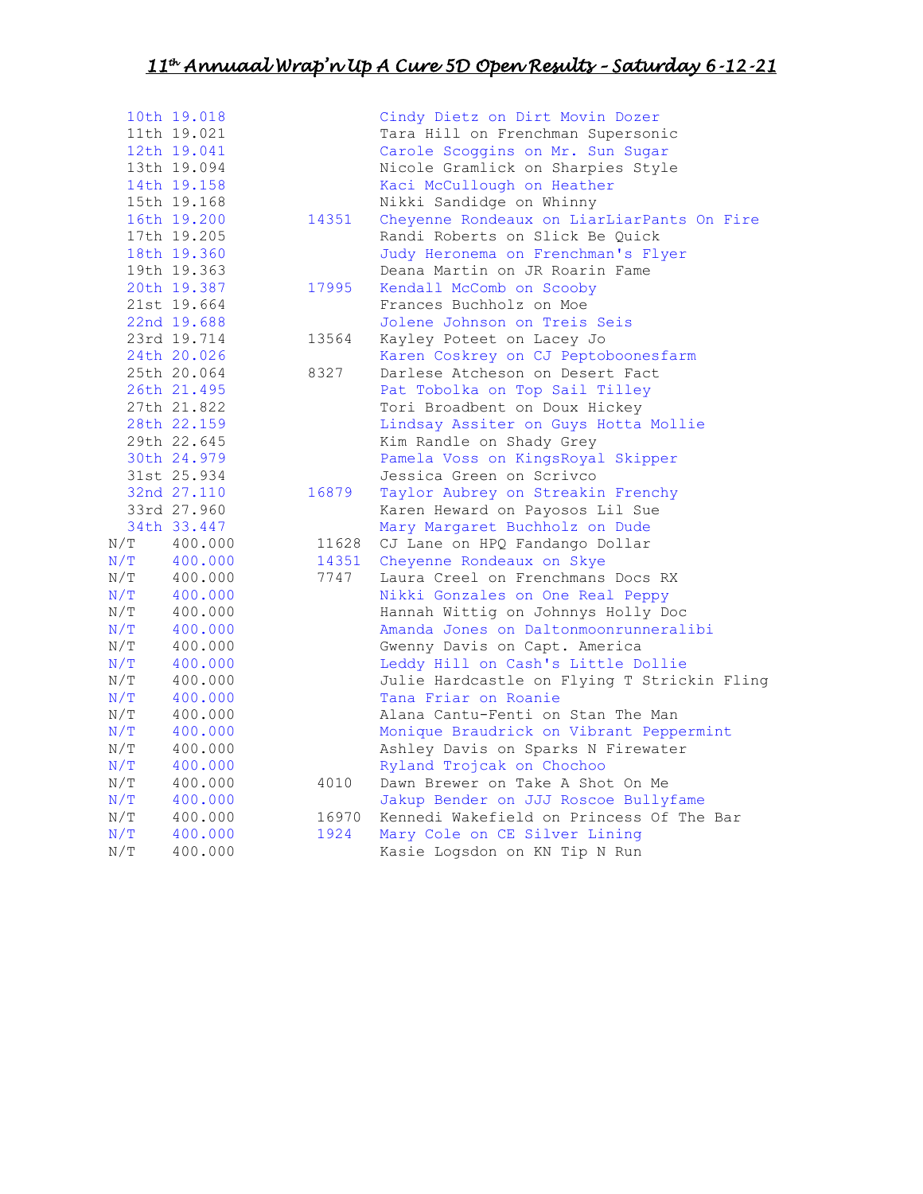# *11th Annuaal Wrap'n Up A Cure 5D Open Results – Saturday 6-12-21*

| | | | |
|---|---|---|---|
| 10th | 19.018 | | Cindy Dietz on Dirt Movin Dozer |
| 11th | 19.021 | | Tara Hill on Frenchman Supersonic |
| 12th | 19.041 | | Carole Scoggins on Mr. Sun Sugar |
| 13th | 19.094 | | Nicole Gramlick on Sharpies Style |
| 14th | 19.158 | | Kaci McCullough on Heather |
| 15th | 19.168 | | Nikki Sandidge on Whinny |
| 16th | 19.200 | 14351 | Cheyenne Rondeaux on LiarLiarPants On Fire |
| 17th | 19.205 | | Randi Roberts on Slick Be Quick |
| 18th | 19.360 | | Judy Heronema on Frenchman's Flyer |
| 19th | 19.363 | | Deana Martin on JR Roarin Fame |
| 20th | 19.387 | 17995 | Kendall McComb on Scooby |
| 21st | 19.664 | | Frances Buchholz on Moe |
| 22nd | 19.688 | | Jolene Johnson on Treis Seis |
| 23rd | 19.714 | 13564 | Kayley Poteet on Lacey Jo |
| 24th | 20.026 | | Karen Coskrey on CJ Peptoboonesfarm |
| 25th | 20.064 | 8327 | Darlese Atcheson on Desert Fact |
| 26th | 21.495 | | Pat Tobolka on Top Sail Tilley |
| 27th | 21.822 | | Tori Broadbent on Doux Hickey |
| 28th | 22.159 | | Lindsay Assiter on Guys Hotta Mollie |
| 29th | 22.645 | | Kim Randle on Shady Grey |
| 30th | 24.979 | | Pamela Voss on KingsRoyal Skipper |
| 31st | 25.934 | | Jessica Green on Scrivco |
| 32nd | 27.110 | 16879 | Taylor Aubrey on Streakin Frenchy |
| 33rd | 27.960 | | Karen Heward on Payosos Lil Sue |
| 34th | 33.447 | | Mary Margaret Buchholz on Dude |
| N/T | 400.000 | 11628 | CJ Lane on HPQ Fandango Dollar |
| N/T | 400.000 | 14351 | Cheyenne Rondeaux on Skye |
| N/T | 400.000 | 7747 | Laura Creel on Frenchmans Docs RX |
| N/T | 400.000 | | Nikki Gonzales on One Real Peppy |
| N/T | 400.000 | | Hannah Wittig on Johnnys Holly Doc |
| N/T | 400.000 | | Amanda Jones on Daltonmoonrunneralibi |
| N/T | 400.000 | | Gwenny Davis on Capt. America |
| N/T | 400.000 | | Leddy Hill on Cash's Little Dollie |
| N/T | 400.000 | | Julie Hardcastle on Flying T Strickin Fling |
| N/T | 400.000 | | Tana Friar on Roanie |
| N/T | 400.000 | | Alana Cantu-Fenti on Stan The Man |
| N/T | 400.000 | | Monique Braudrick on Vibrant Peppermint |
| N/T | 400.000 | | Ashley Davis on Sparks N Firewater |
| N/T | 400.000 | | Ryland Trojcak on Chochoo |
| N/T | 400.000 | 4010 | Dawn Brewer on Take A Shot On Me |
| N/T | 400.000 | | Jakup Bender on JJJ Roscoe Bullyfame |
| N/T | 400.000 | 16970 | Kennedi Wakefield on Princess Of The Bar |
| N/T | 400.000 | 1924 | Mary Cole on CE Silver Lining |
| N/T | 400.000 | | Kasie Logsdon on KN Tip N Run |